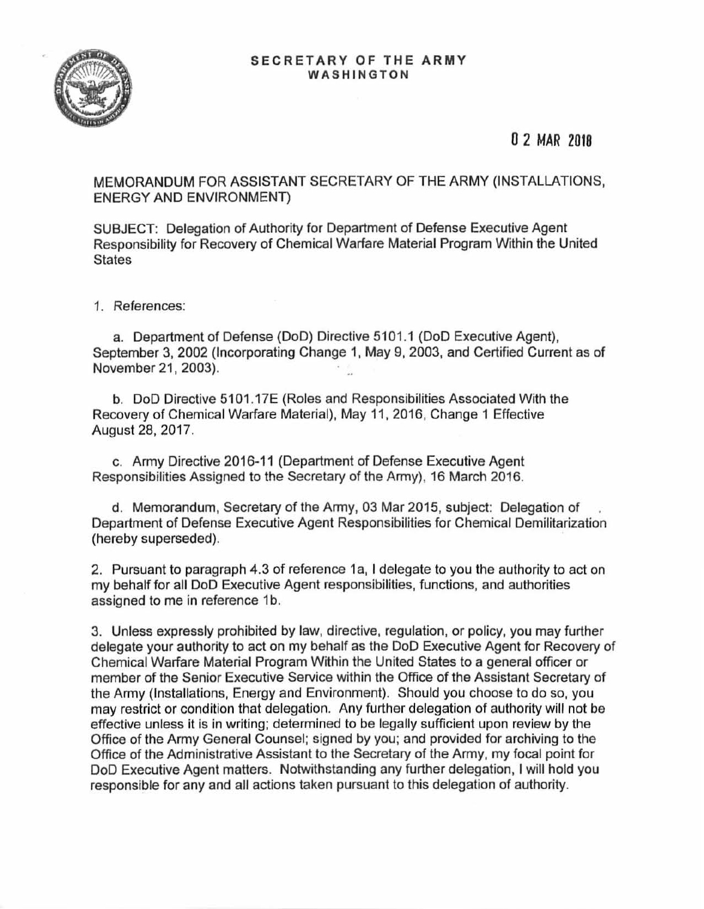**SECRETARY OF THE ARMY**
**WASHINGTON**

0 2 MAR 2018

MEMORANDUM FOR ASSISTANT SECRETARY OF THE ARMY (INSTALLATIONS, ENERGY AND ENVIRONMENT)

SUBJECT: Delegation of Authority for Department of Defense Executive Agent Responsibility for Recovery of Chemical Warfare Material Program Within the United States

1. References:

   a. Department of Defense (DoD) Directive 5101.1 (DoD Executive Agent), September 3, 2002 (Incorporating Change 1, May 9, 2003, and Certified Current as of November 21, 2003).

   b. DoD Directive 5101.17E (Roles and Responsibilities Associated With the Recovery of Chemical Warfare Material), May 11, 2016, Change 1 Effective August 28, 2017.

   c. Army Directive 2016-11 (Department of Defense Executive Agent Responsibilities Assigned to the Secretary of the Army), 16 March 2016.

   d. Memorandum, Secretary of the Army, 03 Mar 2015, subject: Delegation of Department of Defense Executive Agent Responsibilities for Chemical Demilitarization (hereby superseded).

2. Pursuant to paragraph 4.3 of reference 1a, I delegate to you the authority to act on my behalf for all DoD Executive Agent responsibilities, functions, and authorities assigned to me in reference 1b.

3. Unless expressly prohibited by law, directive, regulation, or policy, you may further delegate your authority to act on my behalf as the DoD Executive Agent for Recovery of Chemical Warfare Material Program Within the United States to a general officer or member of the Senior Executive Service within the Office of the Assistant Secretary of the Army (Installations, Energy and Environment). Should you choose to do so, you may restrict or condition that delegation. Any further delegation of authority will not be effective unless it is in writing; determined to be legally sufficient upon review by the Office of the Army General Counsel; signed by you; and provided for archiving to the Office of the Administrative Assistant to the Secretary of the Army, my focal point for DoD Executive Agent matters. Notwithstanding any further delegation, I will hold you responsible for any and all actions taken pursuant to this delegation of authority.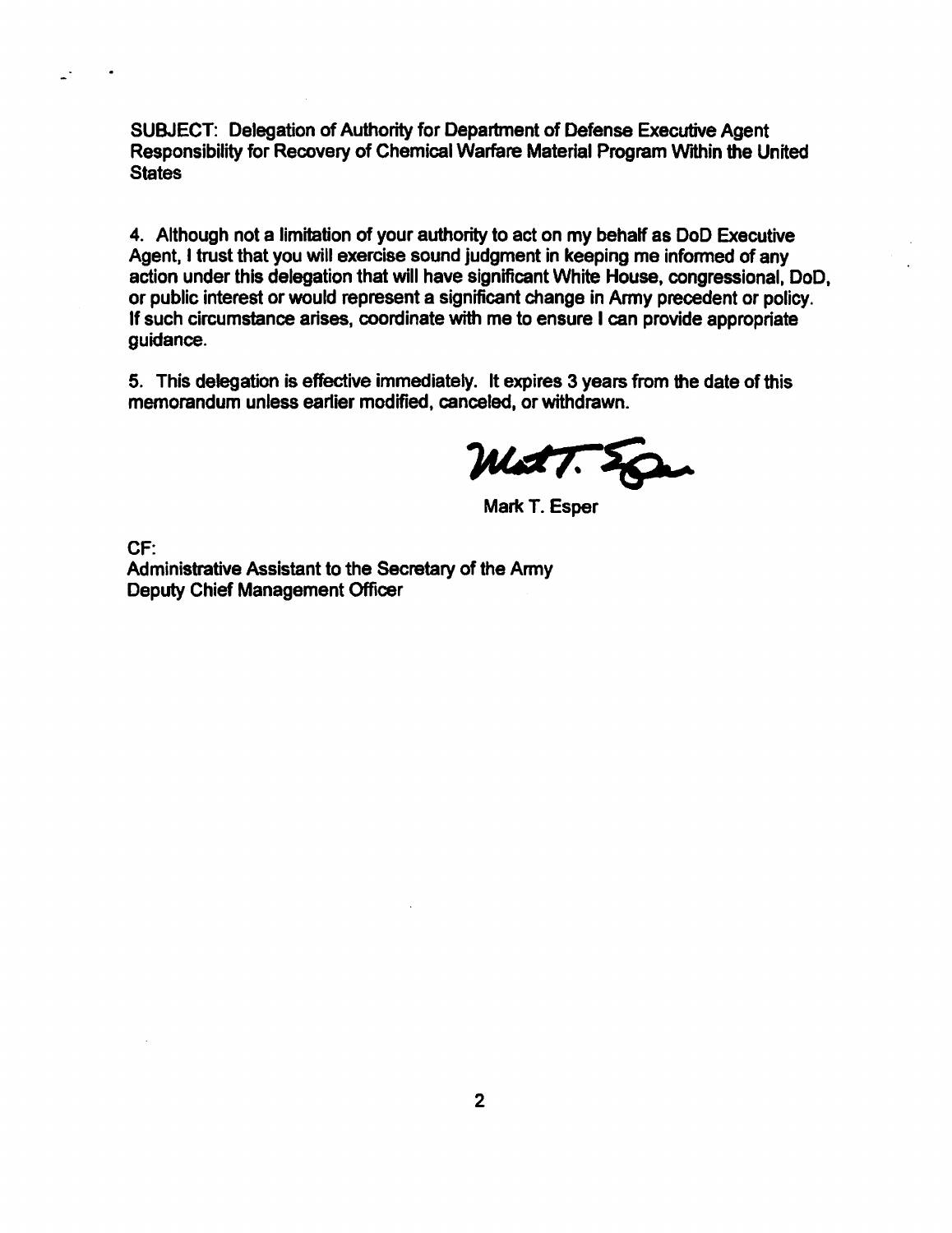SUBJECT: Delegation of Authority for Department of Defense Executive Agent Responsibility for Recovery of Chemical Warfare Material Program Within the United States

4. Although not a limitation of your authority to act on my behalf as DoD Executive Agent, I trust that you will exercise sound judgment in keeping me informed of any action under this delegation that will have significant White House, congressional, DoD, or public interest or would represent a significant change in Army precedent or policy. If such circumstance arises, coordinate with me to ensure I can provide appropriate guidance.

5. This delegation is effective immediately. It expires 3 years from the date of this memorandum unless earlier modified, canceled, or withdrawn.

Mark T. Esper

CF:
Administrative Assistant to the Secretary of the Army
Deputy Chief Management Officer